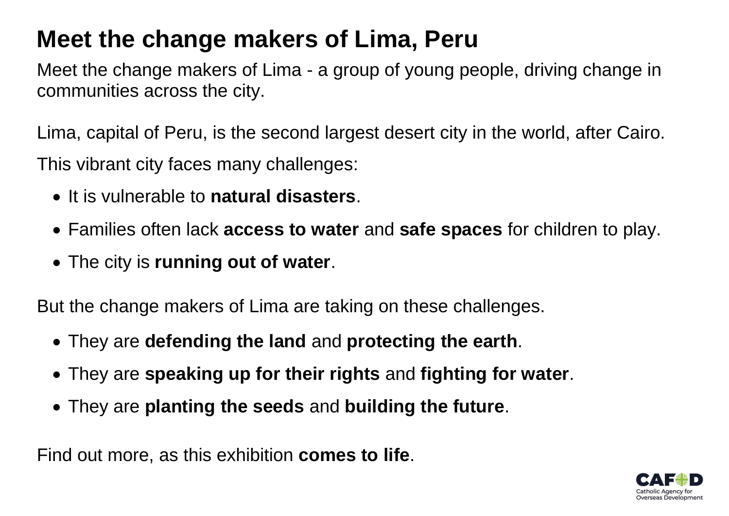# Meet the change makers of Lima, Peru

Meet the change makers of Lima - a group of young people, driving change in communities across the city.

Lima, capital of Peru, is the second largest desert city in the world, after Cairo.

This vibrant city faces many challenges:

- It is vulnerable to **natural disasters**.
- Families often lack **access to water** and **safe spaces** for children to play.
- The city is **running out of water**.

But the change makers of Lima are taking on these challenges.

- They are **defending the land** and **protecting the earth**.
- They are **speaking up for their rights** and **fighting for water**.
- They are **planting the seeds** and **building the future**.

Find out more, as this exhibition **comes to life**.

CAFOD
Catholic Agency for Overseas Development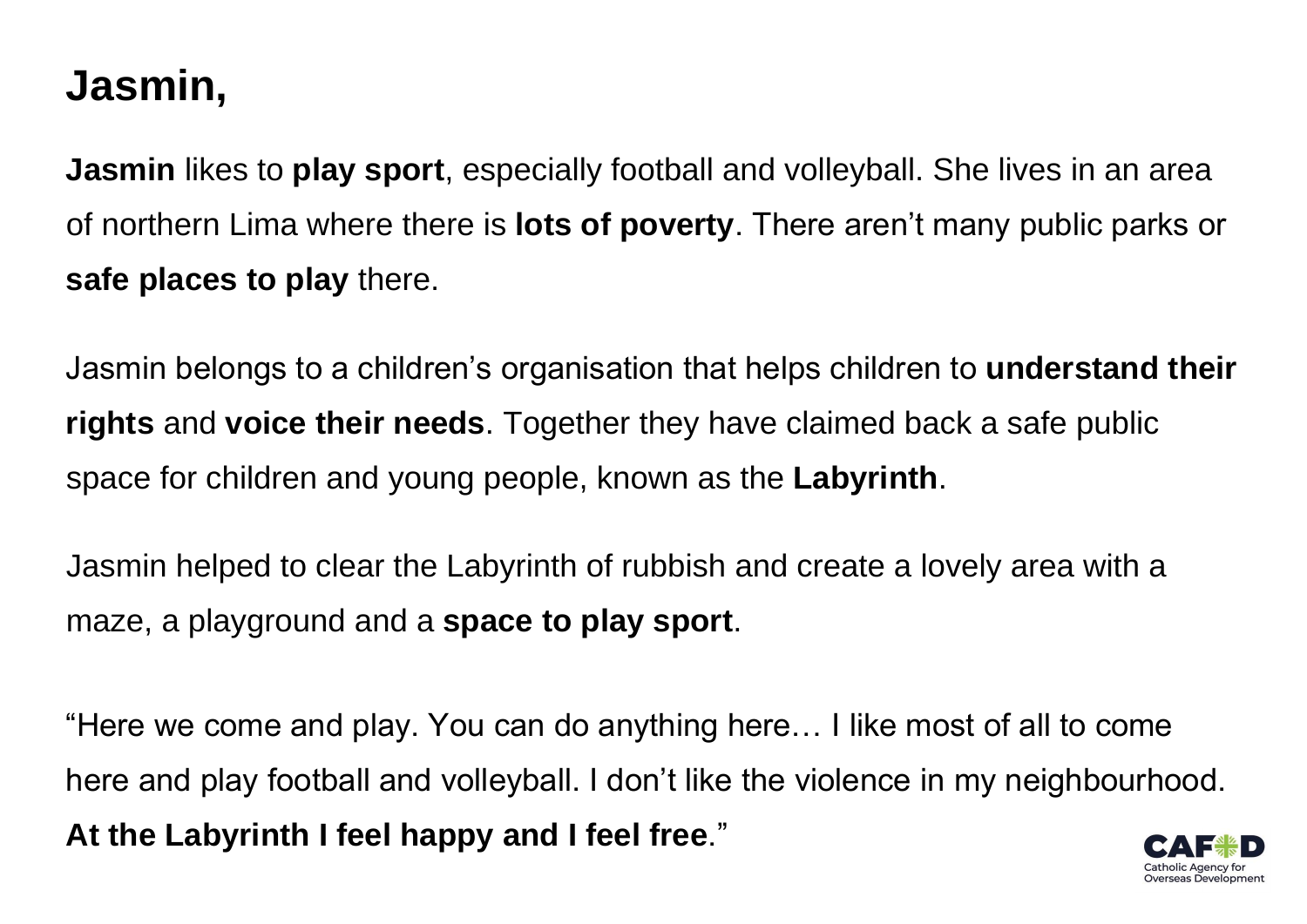# Jasmin,

**Jasmin** likes to **play sport**, especially football and volleyball. She lives in an area of northern Lima where there is **lots of poverty**. There aren't many public parks or **safe places to play** there.

Jasmin belongs to a children's organisation that helps children to **understand their rights** and **voice their needs**. Together they have claimed back a safe public space for children and young people, known as the **Labyrinth**.

Jasmin helped to clear the Labyrinth of rubbish and create a lovely area with a maze, a playground and a **space to play sport**.

"Here we come and play. You can do anything here… I like most of all to come here and play football and volleyball. I don't like the violence in my neighbourhood. **At the Labyrinth I feel happy and I feel free**."

CAFOD
Catholic Agency for Overseas Development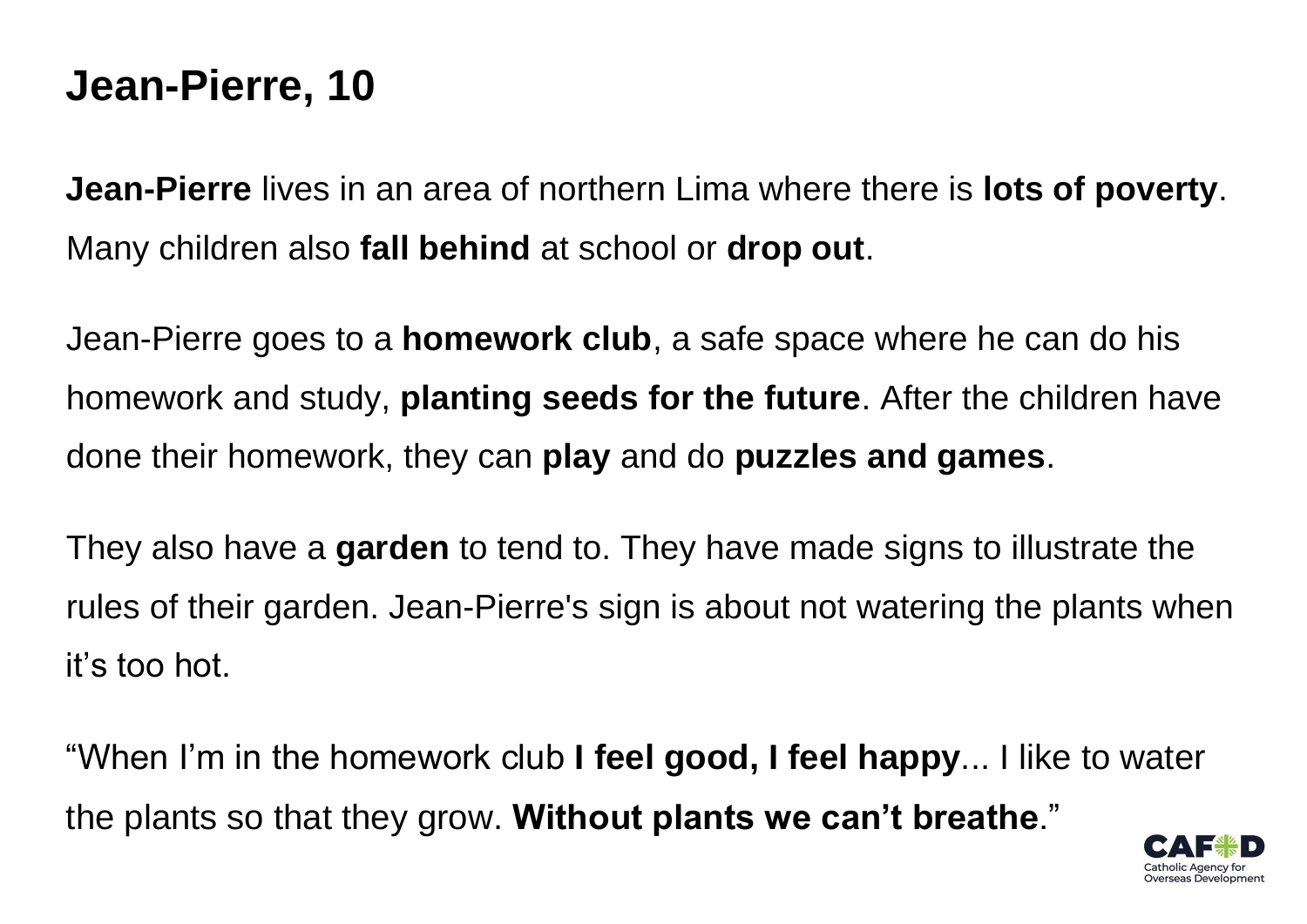# Jean-Pierre, 10

**Jean-Pierre** lives in an area of northern Lima where there is **lots of poverty**. Many children also **fall behind** at school or **drop out**.

Jean-Pierre goes to a **homework club**, a safe space where he can do his homework and study, **planting seeds for the future**. After the children have done their homework, they can **play** and do **puzzles and games**.

They also have a **garden** to tend to. They have made signs to illustrate the rules of their garden. Jean-Pierre's sign is about not watering the plants when it's too hot.

"When I'm in the homework club **I feel good, I feel happy**... I like to water the plants so that they grow. **Without plants we can't breathe**."

CAFOD
Catholic Agency for Overseas Development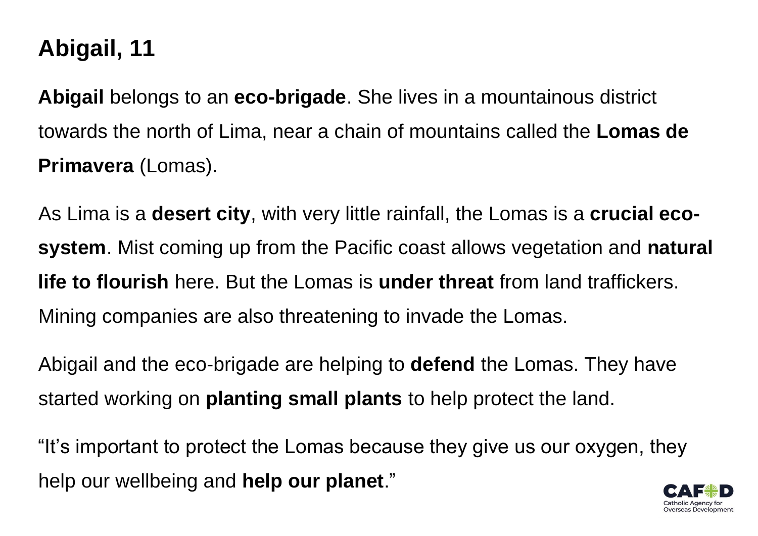# Abigail, 11

**Abigail** belongs to an **eco-brigade**. She lives in a mountainous district towards the north of Lima, near a chain of mountains called the **Lomas de Primavera** (Lomas).

As Lima is a **desert city**, with very little rainfall, the Lomas is a **crucial eco-system**. Mist coming up from the Pacific coast allows vegetation and **natural life to flourish** here. But the Lomas is **under threat** from land traffickers. Mining companies are also threatening to invade the Lomas.

Abigail and the eco-brigade are helping to **defend** the Lomas. They have started working on **planting small plants** to help protect the land.

"It's important to protect the Lomas because they give us our oxygen, they help our wellbeing and **help our planet**."

CAFOD
Catholic Agency for Overseas Development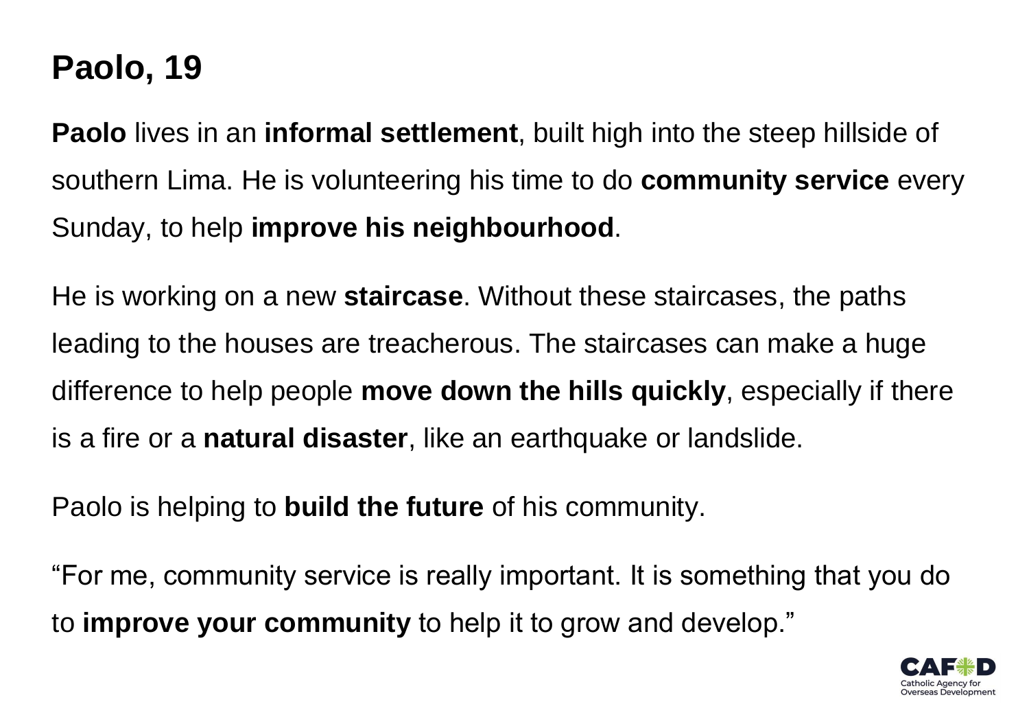# Paolo, 19

**Paolo** lives in an **informal settlement**, built high into the steep hillside of southern Lima. He is volunteering his time to do **community service** every Sunday, to help **improve his neighbourhood**.

He is working on a new **staircase**. Without these staircases, the paths leading to the houses are treacherous. The staircases can make a huge difference to help people **move down the hills quickly**, especially if there is a fire or a **natural disaster**, like an earthquake or landslide.

Paolo is helping to **build the future** of his community.

"For me, community service is really important. It is something that you do to **improve your community** to help it to grow and develop."

CAFOD
Catholic Agency for Overseas Development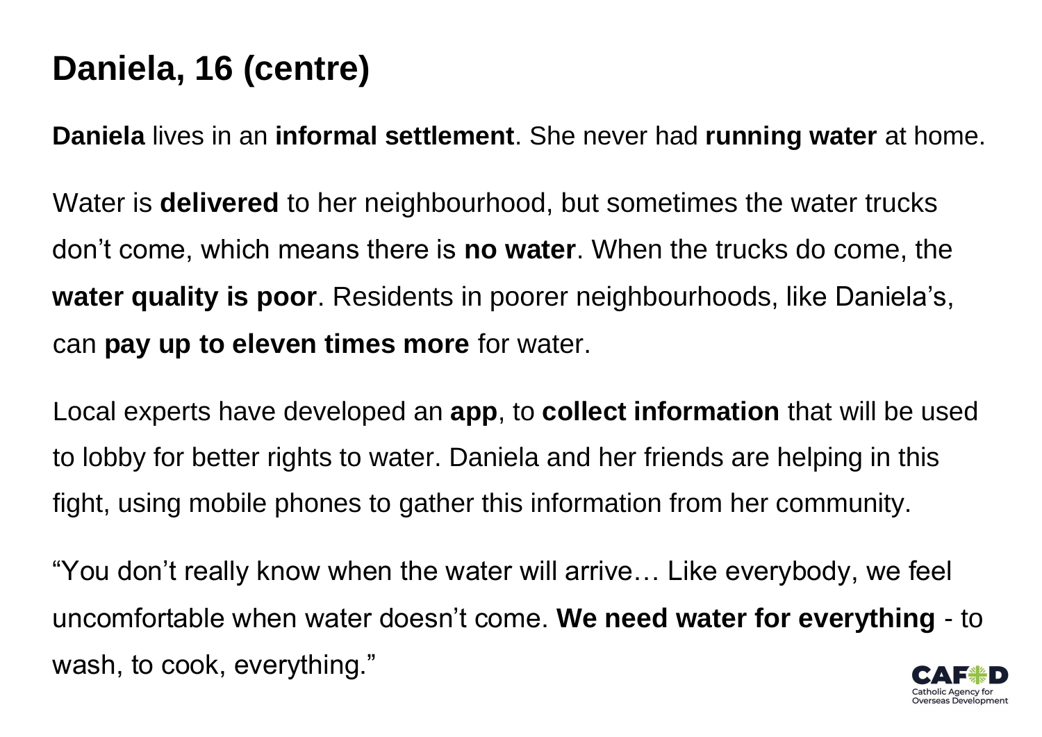# Daniela, 16 (centre)

**Daniela** lives in an **informal settlement**. She never had **running water** at home.

Water is **delivered** to her neighbourhood, but sometimes the water trucks don't come, which means there is **no water**. When the trucks do come, the **water quality is poor**. Residents in poorer neighbourhoods, like Daniela's, can **pay up to eleven times more** for water.

Local experts have developed an **app**, to **collect information** that will be used to lobby for better rights to water. Daniela and her friends are helping in this fight, using mobile phones to gather this information from her community.

"You don't really know when the water will arrive… Like everybody, we feel uncomfortable when water doesn't come. **We need water for everything** - to wash, to cook, everything."

CAFOD
Catholic Agency for Overseas Development